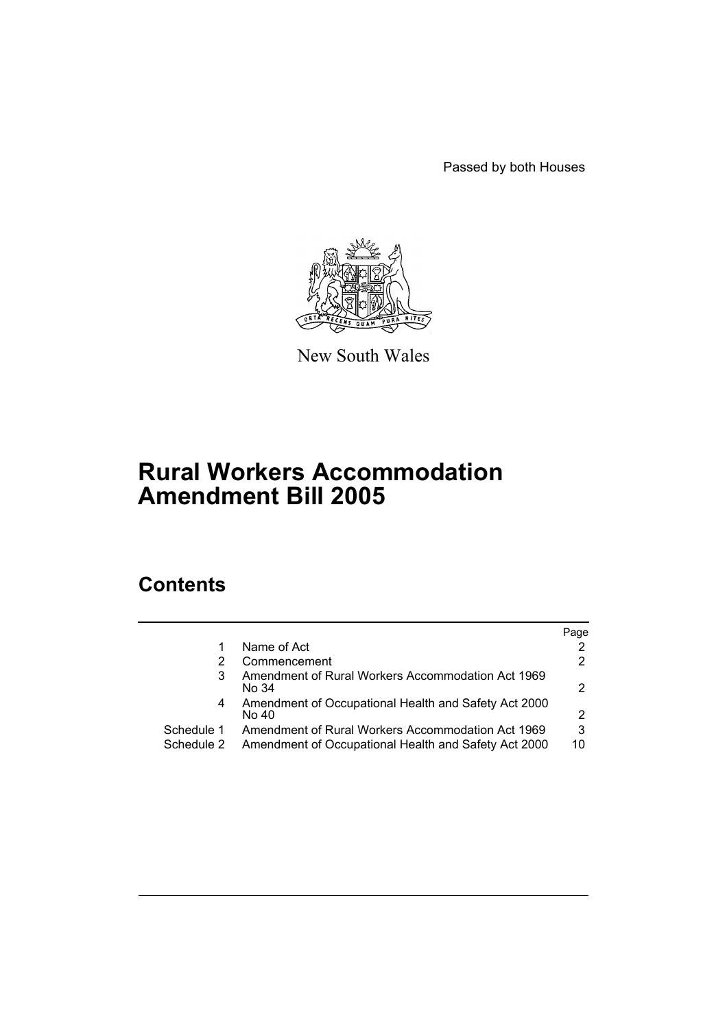Passed by both Houses

New South Wales

# Rural Workers Accommodation Amendment Bill 2005

## Contents

| | | Page |
|---|---|---|
| 1 | Name of Act | 2 |
| 2 | Commencement | 2 |
| 3 | Amendment of Rural Workers Accommodation Act 1969 No 34 | 2 |
| 4 | Amendment of Occupational Health and Safety Act 2000 No 40 | 2 |
| Schedule 1 | Amendment of Rural Workers Accommodation Act 1969 | 3 |
| Schedule 2 | Amendment of Occupational Health and Safety Act 2000 | 10 |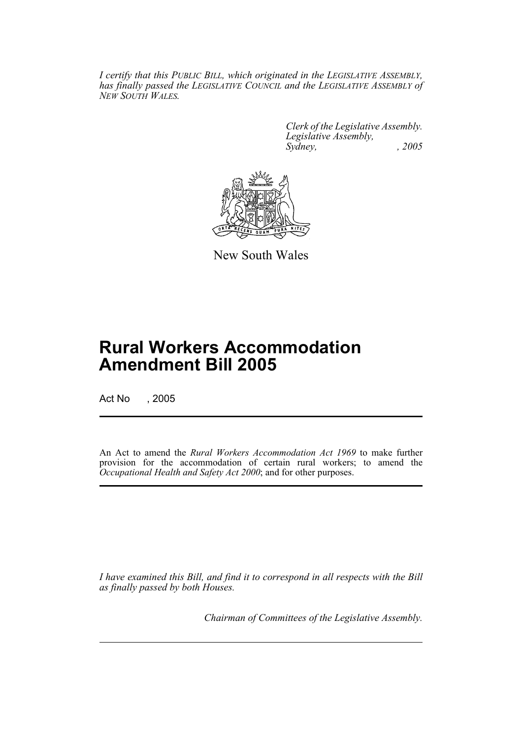*I certify that this PUBLIC BILL, which originated in the LEGISLATIVE ASSEMBLY, has finally passed the LEGISLATIVE COUNCIL and the LEGISLATIVE ASSEMBLY of NEW SOUTH WALES.*

*Clerk of the Legislative Assembly.*
*Legislative Assembly,*
*Sydney, , 2005*

New South Wales

# Rural Workers Accommodation Amendment Bill 2005

Act No , 2005

An Act to amend the *Rural Workers Accommodation Act 1969* to make further provision for the accommodation of certain rural workers; to amend the *Occupational Health and Safety Act 2000*; and for other purposes.

*I have examined this Bill, and find it to correspond in all respects with the Bill as finally passed by both Houses.*

*Chairman of Committees of the Legislative Assembly.*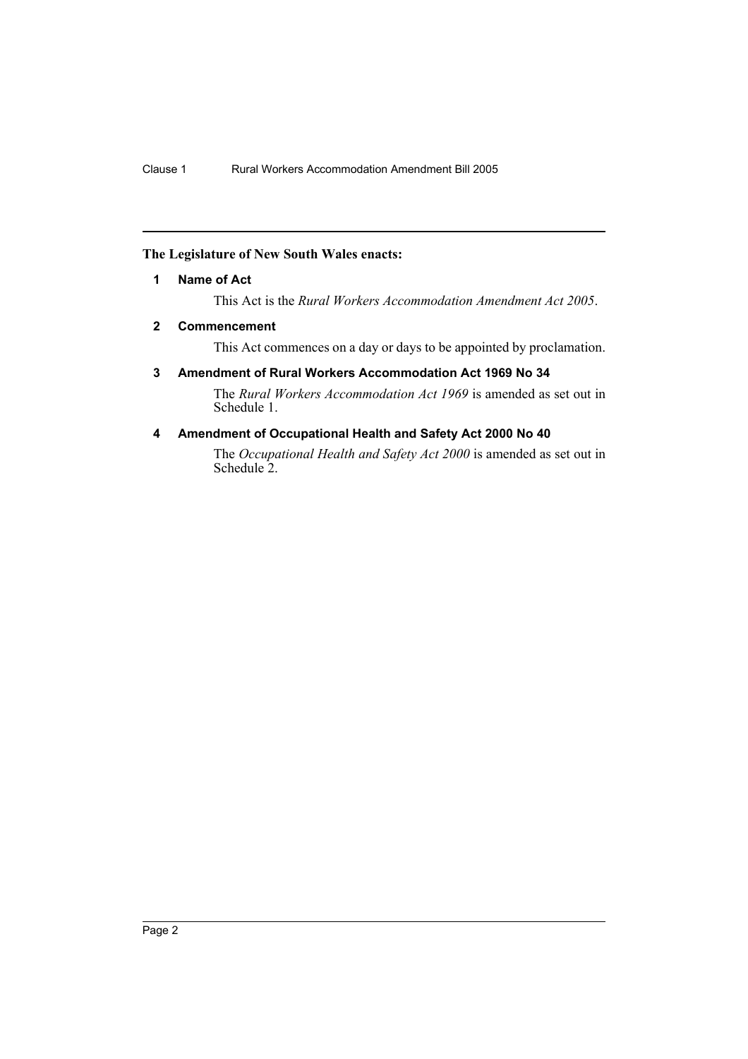**The Legislature of New South Wales enacts:**

## 1 Name of Act

This Act is the *Rural Workers Accommodation Amendment Act 2005*.

## 2 Commencement

This Act commences on a day or days to be appointed by proclamation.

## 3 Amendment of Rural Workers Accommodation Act 1969 No 34

The *Rural Workers Accommodation Act 1969* is amended as set out in Schedule 1.

## 4 Amendment of Occupational Health and Safety Act 2000 No 40

The *Occupational Health and Safety Act 2000* is amended as set out in Schedule 2.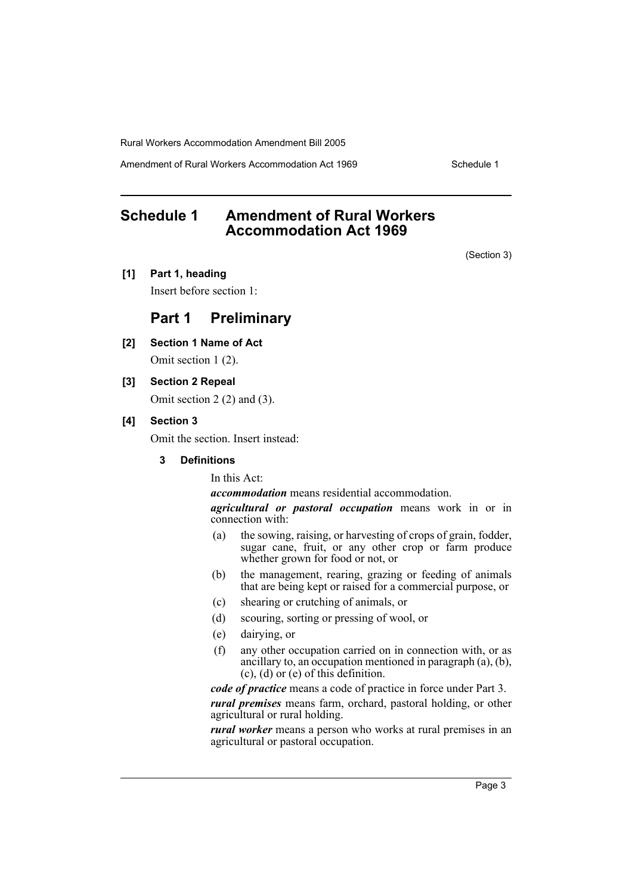# Schedule 1 Amendment of Rural Workers Accommodation Act 1969

(Section 3)

**[1] Part 1, heading**

Insert before section 1:

## Part 1 Preliminary

**[2] Section 1 Name of Act**

Omit section 1 (2).

**[3] Section 2 Repeal**

Omit section 2 (2) and (3).

**[4] Section 3**

Omit the section. Insert instead:

**3 Definitions**

In this Act:

***accommodation*** means residential accommodation.

***agricultural or pastoral occupation*** means work in or in connection with:

- (a) the sowing, raising, or harvesting of crops of grain, fodder, sugar cane, fruit, or any other crop or farm produce whether grown for food or not, or
- (b) the management, rearing, grazing or feeding of animals that are being kept or raised for a commercial purpose, or
- (c) shearing or crutching of animals, or
- (d) scouring, sorting or pressing of wool, or
- (e) dairying, or
- (f) any other occupation carried on in connection with, or as ancillary to, an occupation mentioned in paragraph (a), (b), (c), (d) or (e) of this definition.

***code of practice*** means a code of practice in force under Part 3.

***rural premises*** means farm, orchard, pastoral holding, or other agricultural or rural holding.

***rural worker*** means a person who works at rural premises in an agricultural or pastoral occupation.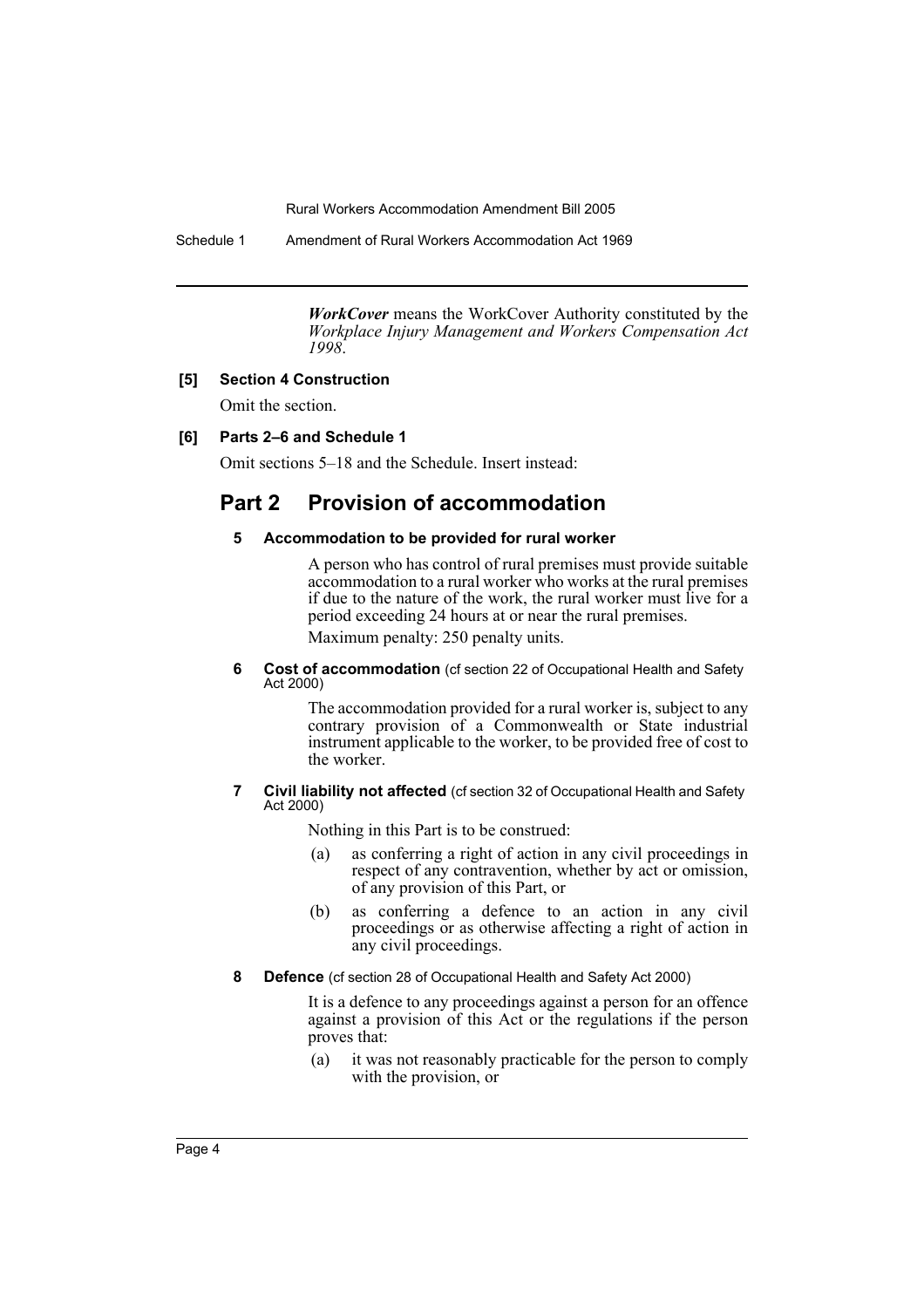***WorkCover*** means the WorkCover Authority constituted by the *Workplace Injury Management and Workers Compensation Act 1998*.

**[5] Section 4 Construction**

Omit the section.

**[6] Parts 2–6 and Schedule 1**

Omit sections 5–18 and the Schedule. Insert instead:

## Part 2 Provision of accommodation

### 5 Accommodation to be provided for rural worker

A person who has control of rural premises must provide suitable accommodation to a rural worker who works at the rural premises if due to the nature of the work, the rural worker must live for a period exceeding 24 hours at or near the rural premises.

Maximum penalty: 250 penalty units.

### 6 Cost of accommodation (cf section 22 of Occupational Health and Safety Act 2000)

The accommodation provided for a rural worker is, subject to any contrary provision of a Commonwealth or State industrial instrument applicable to the worker, to be provided free of cost to the worker.

### 7 Civil liability not affected (cf section 32 of Occupational Health and Safety Act 2000)

Nothing in this Part is to be construed:

(a) as conferring a right of action in any civil proceedings in respect of any contravention, whether by act or omission, of any provision of this Part, or

(b) as conferring a defence to an action in any civil proceedings or as otherwise affecting a right of action in any civil proceedings.

### 8 Defence (cf section 28 of Occupational Health and Safety Act 2000)

It is a defence to any proceedings against a person for an offence against a provision of this Act or the regulations if the person proves that:

(a) it was not reasonably practicable for the person to comply with the provision, or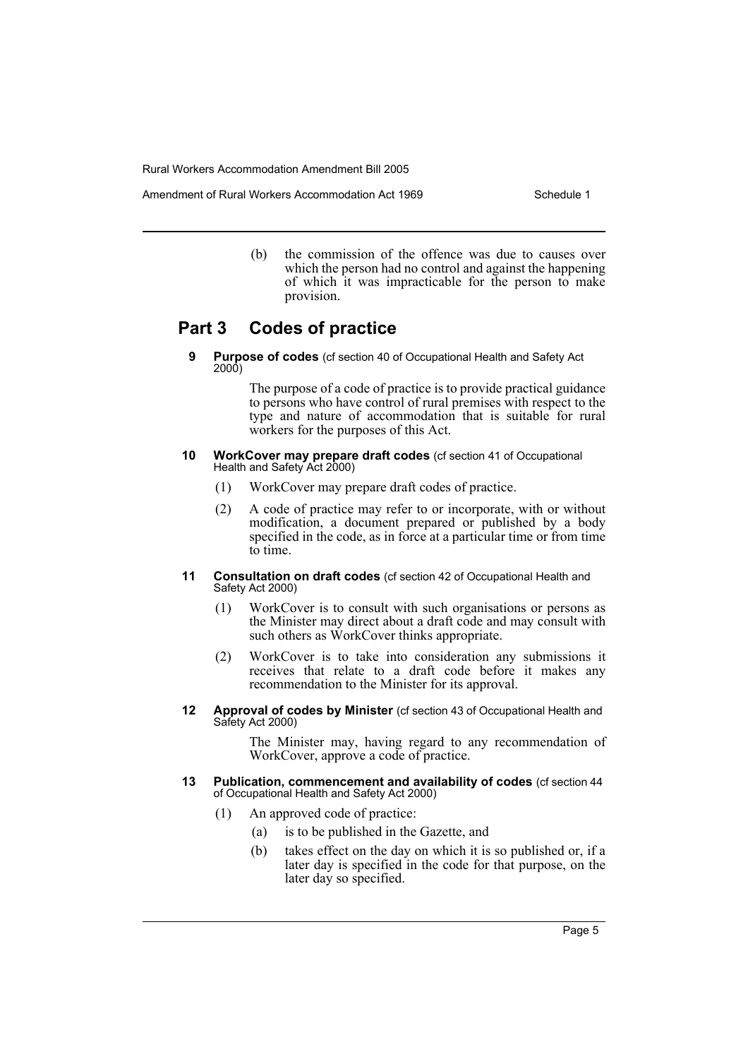(b) the commission of the offence was due to causes over which the person had no control and against the happening of which it was impracticable for the person to make provision.

## Part 3 Codes of practice

**9 Purpose of codes** (cf section 40 of Occupational Health and Safety Act 2000)

The purpose of a code of practice is to provide practical guidance to persons who have control of rural premises with respect to the type and nature of accommodation that is suitable for rural workers for the purposes of this Act.

**10 WorkCover may prepare draft codes** (cf section 41 of Occupational Health and Safety Act 2000)

(1) WorkCover may prepare draft codes of practice.

(2) A code of practice may refer to or incorporate, with or without modification, a document prepared or published by a body specified in the code, as in force at a particular time or from time to time.

**11 Consultation on draft codes** (cf section 42 of Occupational Health and Safety Act 2000)

(1) WorkCover is to consult with such organisations or persons as the Minister may direct about a draft code and may consult with such others as WorkCover thinks appropriate.

(2) WorkCover is to take into consideration any submissions it receives that relate to a draft code before it makes any recommendation to the Minister for its approval.

**12 Approval of codes by Minister** (cf section 43 of Occupational Health and Safety Act 2000)

The Minister may, having regard to any recommendation of WorkCover, approve a code of practice.

**13 Publication, commencement and availability of codes** (cf section 44 of Occupational Health and Safety Act 2000)

(1) An approved code of practice:

(a) is to be published in the Gazette, and

(b) takes effect on the day on which it is so published or, if a later day is specified in the code for that purpose, on the later day so specified.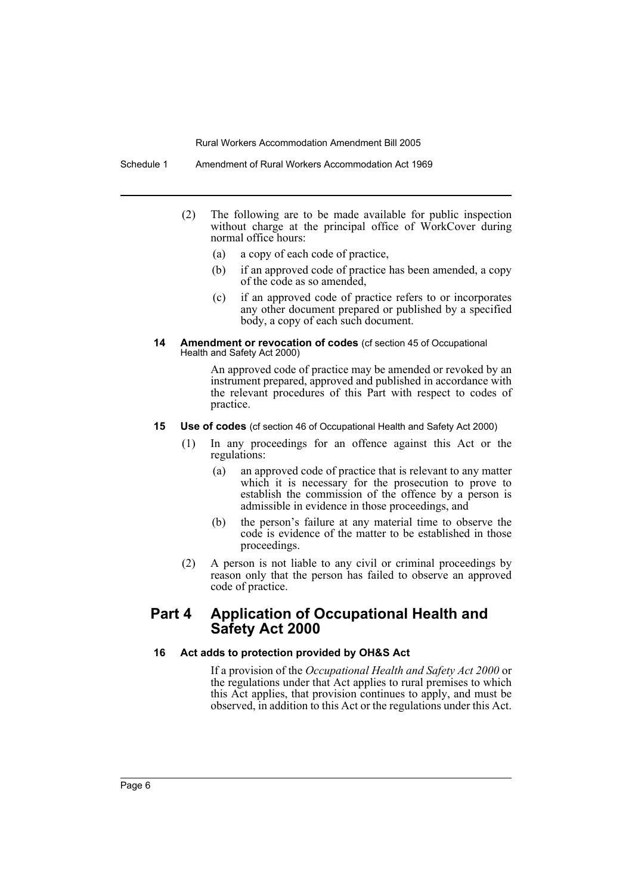(2) The following are to be made available for public inspection without charge at the principal office of WorkCover during normal office hours:

(a) a copy of each code of practice,

(b) if an approved code of practice has been amended, a copy of the code as so amended,

(c) if an approved code of practice refers to or incorporates any other document prepared or published by a specified body, a copy of each such document.

**14 Amendment or revocation of codes** (cf section 45 of Occupational Health and Safety Act 2000)

An approved code of practice may be amended or revoked by an instrument prepared, approved and published in accordance with the relevant procedures of this Part with respect to codes of practice.

**15 Use of codes** (cf section 46 of Occupational Health and Safety Act 2000)

(1) In any proceedings for an offence against this Act or the regulations:

(a) an approved code of practice that is relevant to any matter which it is necessary for the prosecution to prove to establish the commission of the offence by a person is admissible in evidence in those proceedings, and

(b) the person's failure at any material time to observe the code is evidence of the matter to be established in those proceedings.

(2) A person is not liable to any civil or criminal proceedings by reason only that the person has failed to observe an approved code of practice.

## Part 4 Application of Occupational Health and Safety Act 2000

**16 Act adds to protection provided by OH&S Act**

If a provision of the *Occupational Health and Safety Act 2000* or the regulations under that Act applies to rural premises to which this Act applies, that provision continues to apply, and must be observed, in addition to this Act or the regulations under this Act.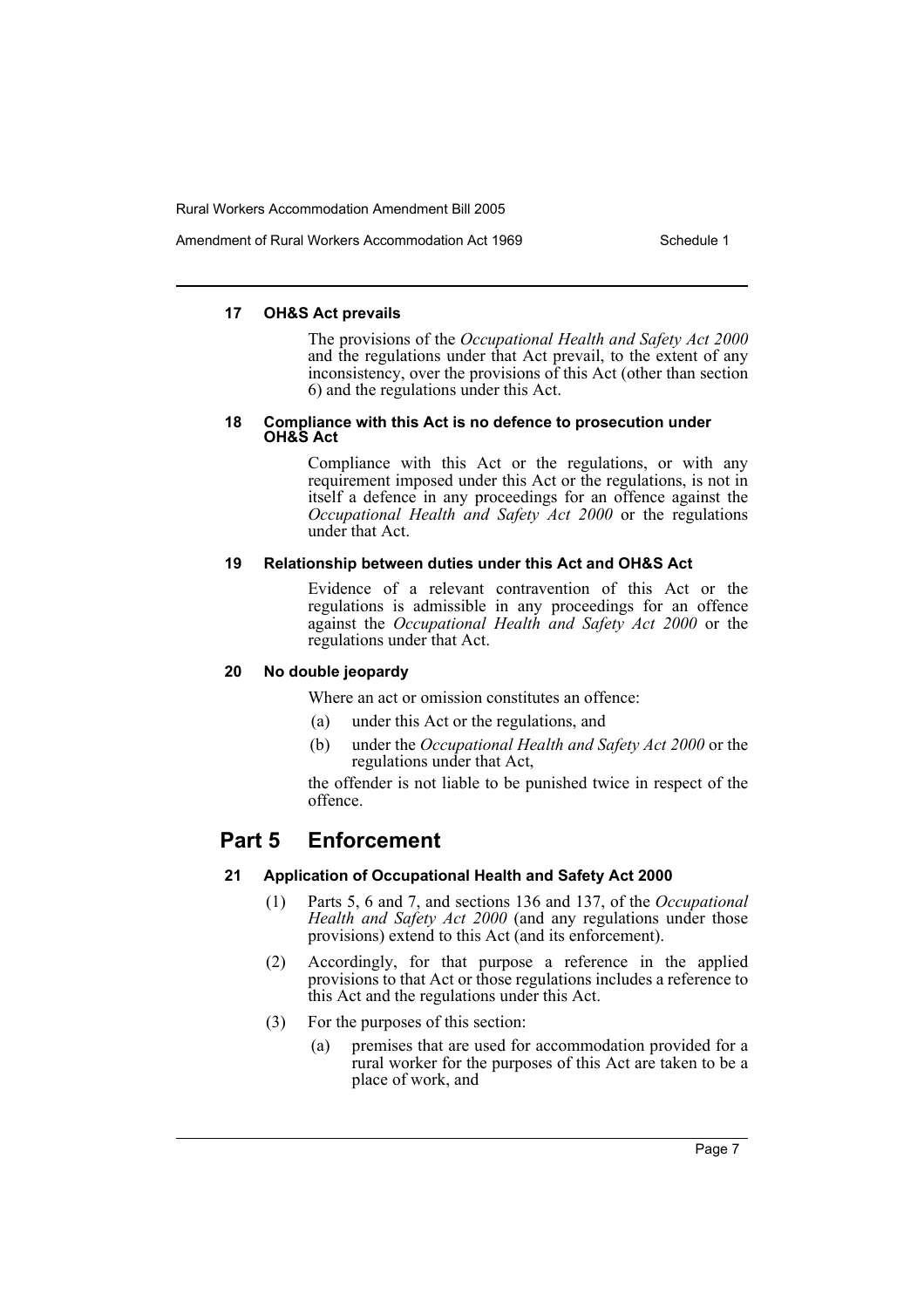#### 17 OH&S Act prevails

The provisions of the *Occupational Health and Safety Act 2000* and the regulations under that Act prevail, to the extent of any inconsistency, over the provisions of this Act (other than section 6) and the regulations under this Act.

#### 18 Compliance with this Act is no defence to prosecution under OH&S Act

Compliance with this Act or the regulations, or with any requirement imposed under this Act or the regulations, is not in itself a defence in any proceedings for an offence against the *Occupational Health and Safety Act 2000* or the regulations under that Act.

#### 19 Relationship between duties under this Act and OH&S Act

Evidence of a relevant contravention of this Act or the regulations is admissible in any proceedings for an offence against the *Occupational Health and Safety Act 2000* or the regulations under that Act.

#### 20 No double jeopardy

Where an act or omission constitutes an offence:

(a) under this Act or the regulations, and

(b) under the *Occupational Health and Safety Act 2000* or the regulations under that Act,

the offender is not liable to be punished twice in respect of the offence.

## Part 5 Enforcement

#### 21 Application of Occupational Health and Safety Act 2000

(1) Parts 5, 6 and 7, and sections 136 and 137, of the *Occupational Health and Safety Act 2000* (and any regulations under those provisions) extend to this Act (and its enforcement).

(2) Accordingly, for that purpose a reference in the applied provisions to that Act or those regulations includes a reference to this Act and the regulations under this Act.

(3) For the purposes of this section:

(a) premises that are used for accommodation provided for a rural worker for the purposes of this Act are taken to be a place of work, and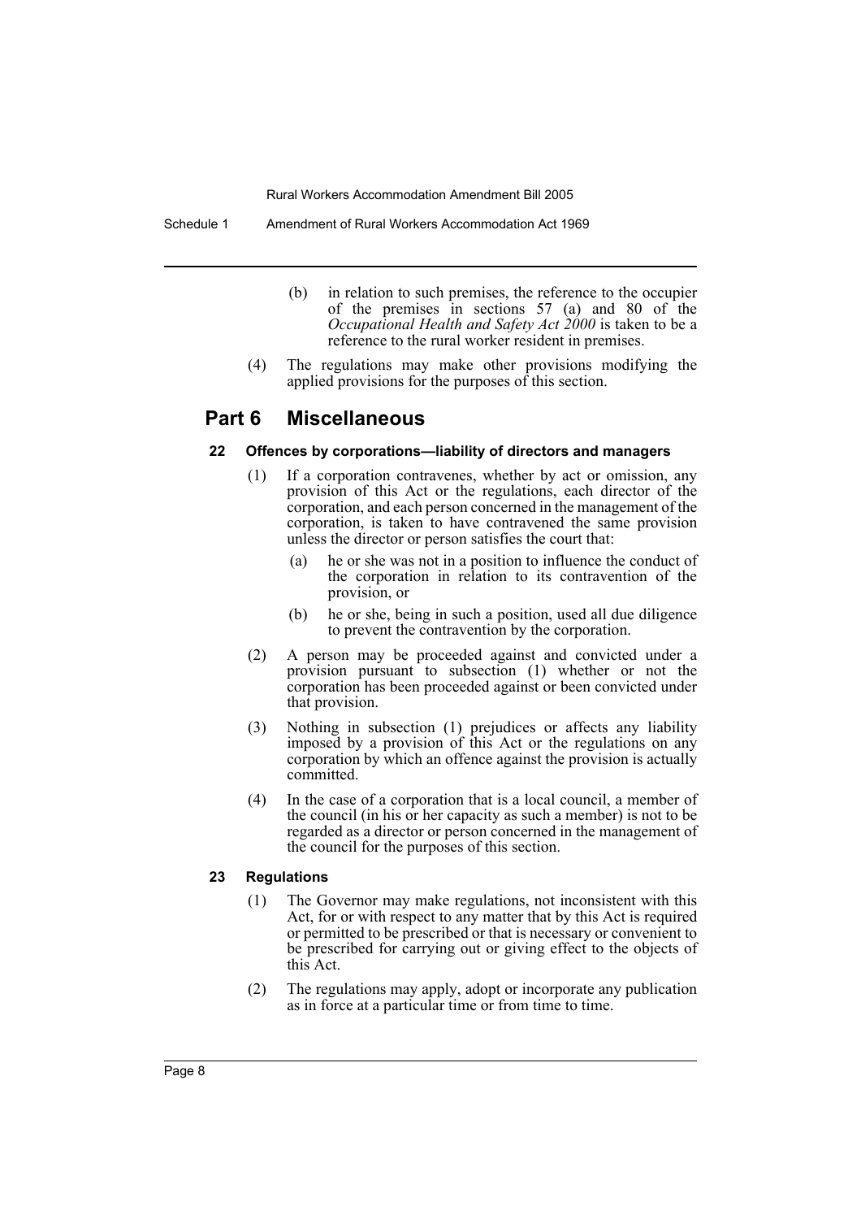(b) in relation to such premises, the reference to the occupier of the premises in sections 57 (a) and 80 of the *Occupational Health and Safety Act 2000* is taken to be a reference to the rural worker resident in premises.

(4) The regulations may make other provisions modifying the applied provisions for the purposes of this section.

## Part 6 Miscellaneous

### 22 Offences by corporations—liability of directors and managers

(1) If a corporation contravenes, whether by act or omission, any provision of this Act or the regulations, each director of the corporation, and each person concerned in the management of the corporation, is taken to have contravened the same provision unless the director or person satisfies the court that:

(a) he or she was not in a position to influence the conduct of the corporation in relation to its contravention of the provision, or

(b) he or she, being in such a position, used all due diligence to prevent the contravention by the corporation.

(2) A person may be proceeded against and convicted under a provision pursuant to subsection (1) whether or not the corporation has been proceeded against or been convicted under that provision.

(3) Nothing in subsection (1) prejudices or affects any liability imposed by a provision of this Act or the regulations on any corporation by which an offence against the provision is actually committed.

(4) In the case of a corporation that is a local council, a member of the council (in his or her capacity as such a member) is not to be regarded as a director or person concerned in the management of the council for the purposes of this section.

### 23 Regulations

(1) The Governor may make regulations, not inconsistent with this Act, for or with respect to any matter that by this Act is required or permitted to be prescribed or that is necessary or convenient to be prescribed for carrying out or giving effect to the objects of this Act.

(2) The regulations may apply, adopt or incorporate any publication as in force at a particular time or from time to time.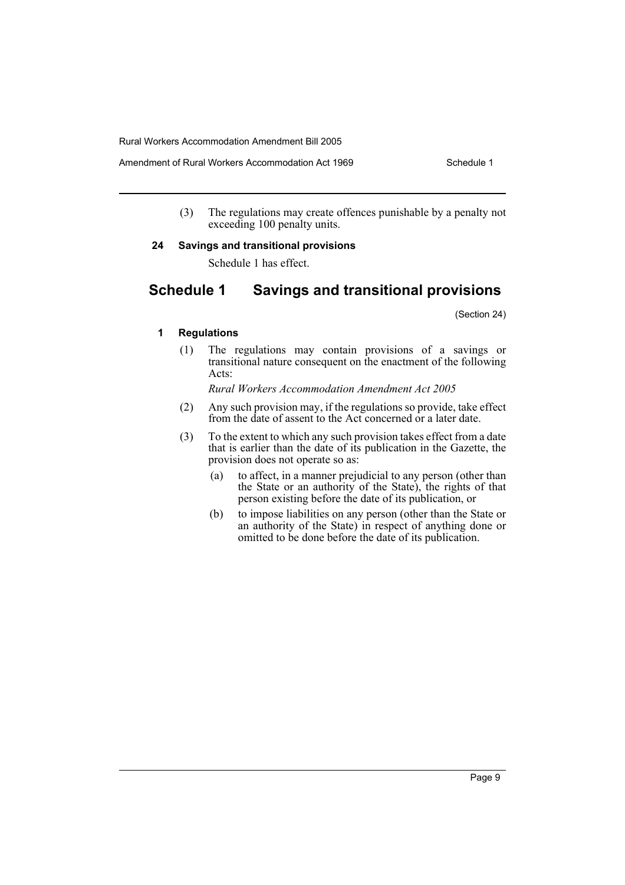(3) The regulations may create offences punishable by a penalty not exceeding 100 penalty units.

### 24 Savings and transitional provisions

Schedule 1 has effect.

## Schedule 1 Savings and transitional provisions

(Section 24)

### 1 Regulations

(1) The regulations may contain provisions of a savings or transitional nature consequent on the enactment of the following Acts:

*Rural Workers Accommodation Amendment Act 2005*

(2) Any such provision may, if the regulations so provide, take effect from the date of assent to the Act concerned or a later date.

(3) To the extent to which any such provision takes effect from a date that is earlier than the date of its publication in the Gazette, the provision does not operate so as:

(a) to affect, in a manner prejudicial to any person (other than the State or an authority of the State), the rights of that person existing before the date of its publication, or

(b) to impose liabilities on any person (other than the State or an authority of the State) in respect of anything done or omitted to be done before the date of its publication.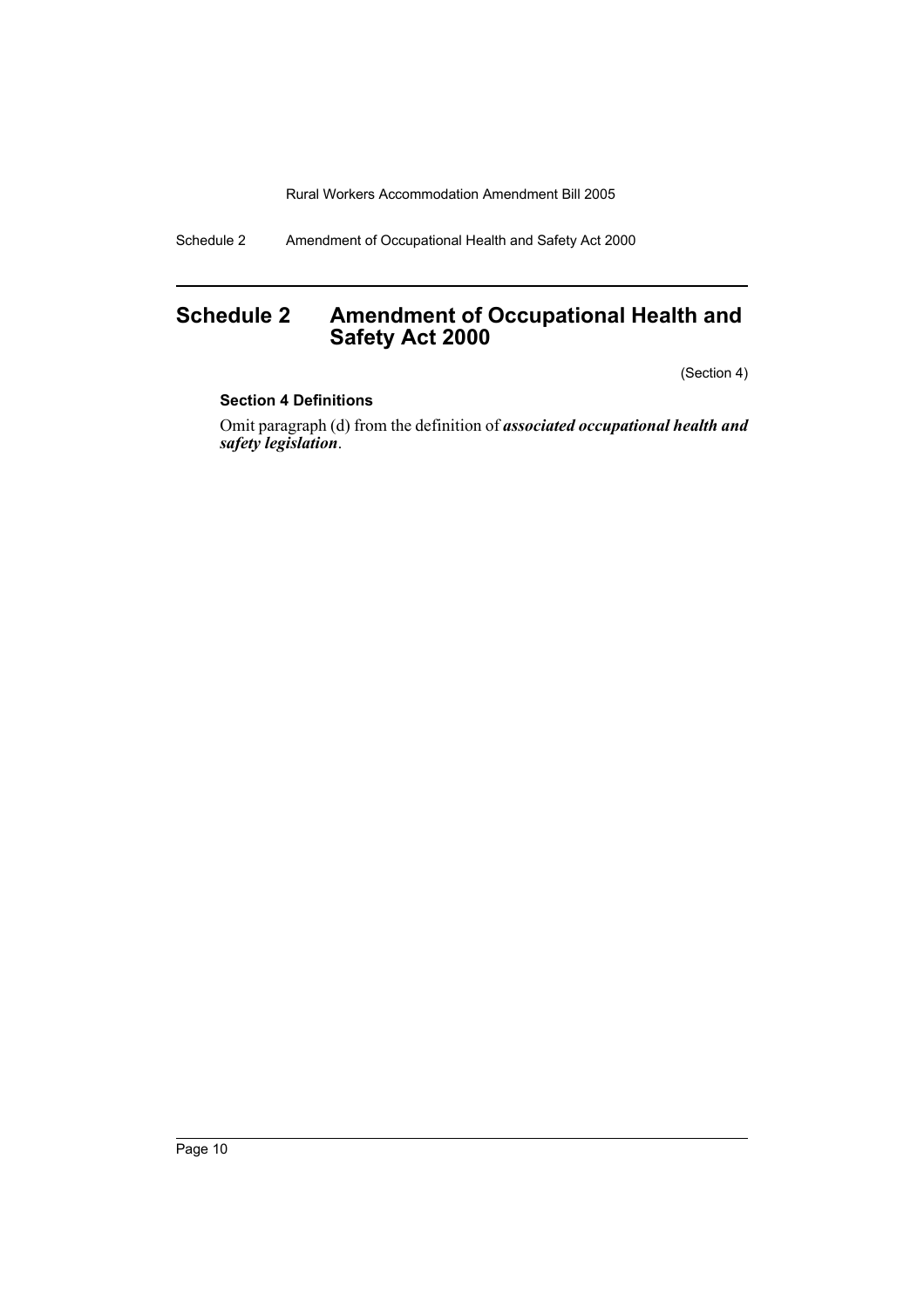# Schedule 2 Amendment of Occupational Health and Safety Act 2000

(Section 4)

**Section 4 Definitions**

Omit paragraph (d) from the definition of ***associated occupational health and safety legislation***.